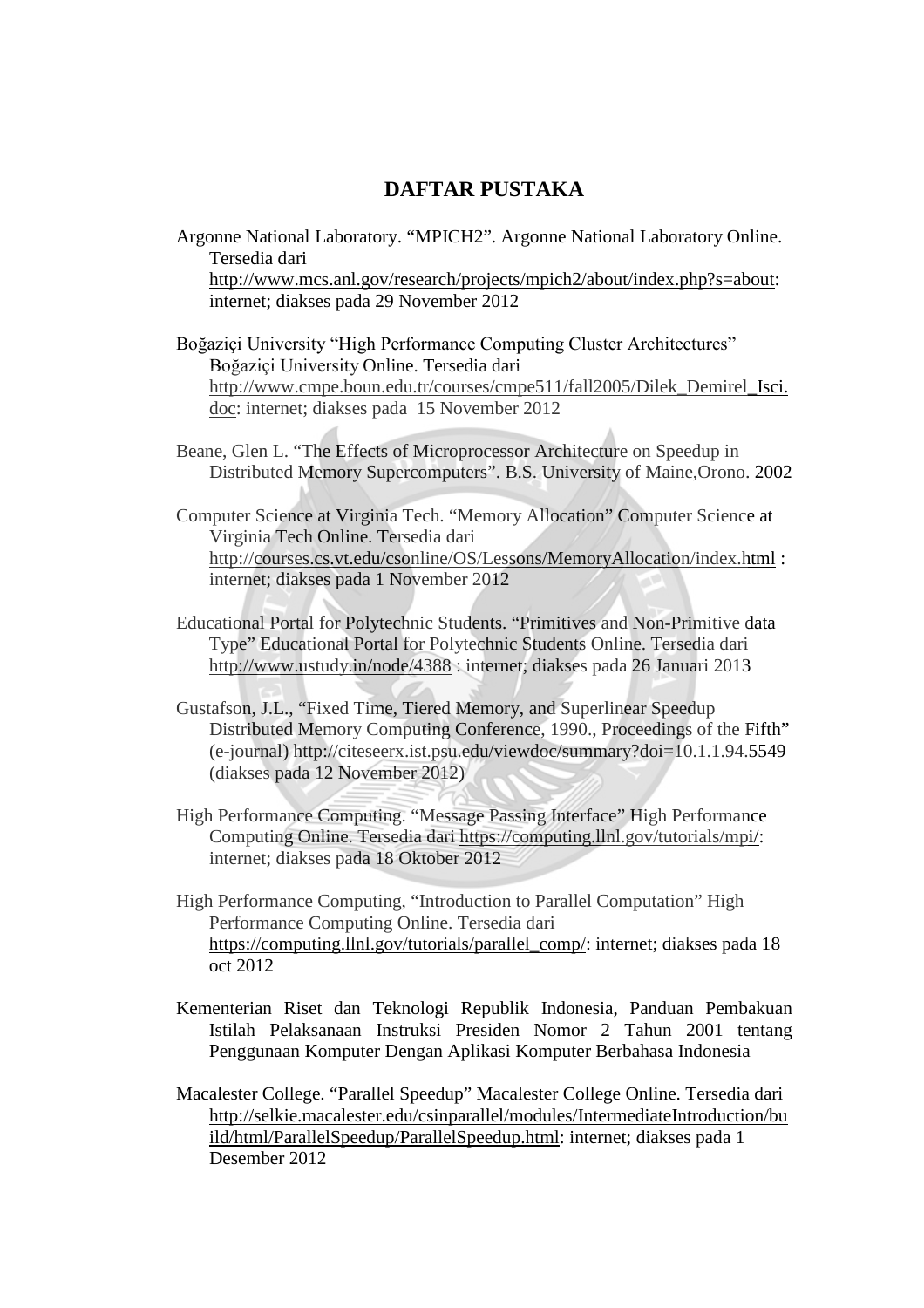# DAFTAR PUSTAKA

Argonne National Laboratory. "MPICH2". Argonne National Laboratory Online. Tersedia dari http://www.mcs.anl.gov/research/projects/mpich2/about/index.php?s=about: internet; diakses pada 29 November 2012

Boğaziçi University "High Performance Computing Cluster Architectures" Boğaziçi University Online. Tersedia dari http://www.cmpe.boun.edu.tr/courses/cmpe511/fall2005/Dilek_Demirel_Isci.doc: internet; diakses pada 15 November 2012

Beane, Glen L. "The Effects of Microprocessor Architecture on Speedup in Distributed Memory Supercomputers". B.S. University of Maine,Orono. 2002

Computer Science at Virginia Tech. "Memory Allocation" Computer Science at Virginia Tech Online. Tersedia dari http://courses.cs.vt.edu/csonline/OS/Lessons/MemoryAllocation/index.html : internet; diakses pada 1 November 2012

Educational Portal for Polytechnic Students. "Primitives and Non-Primitive data Type" Educational Portal for Polytechnic Students Online. Tersedia dari http://www.ustudy.in/node/4388 : internet; diakses pada 26 Januari 2013

Gustafson, J.L., "Fixed Time, Tiered Memory, and Superlinear Speedup Distributed Memory Computing Conference, 1990., Proceedings of the Fifth" (e-journal) http://citeseerx.ist.psu.edu/viewdoc/summary?doi=10.1.1.94.5549 (diakses pada 12 November 2012)

High Performance Computing. "Message Passing Interface" High Performance Computing Online. Tersedia dari https://computing.llnl.gov/tutorials/mpi/: internet; diakses pada 18 Oktober 2012

High Performance Computing, "Introduction to Parallel Computation" High Performance Computing Online. Tersedia dari https://computing.llnl.gov/tutorials/parallel_comp/: internet; diakses pada 18 oct 2012

Kementerian Riset dan Teknologi Republik Indonesia, Panduan Pembakuan Istilah Pelaksanaan Instruksi Presiden Nomor 2 Tahun 2001 tentang Penggunaan Komputer Dengan Aplikasi Komputer Berbahasa Indonesia

Macalester College. "Parallel Speedup" Macalester College Online. Tersedia dari http://selkie.macalester.edu/csinparallel/modules/IntermediateIntroduction/build/html/ParallelSpeedup/ParallelSpeedup.html: internet; diakses pada 1 Desember 2012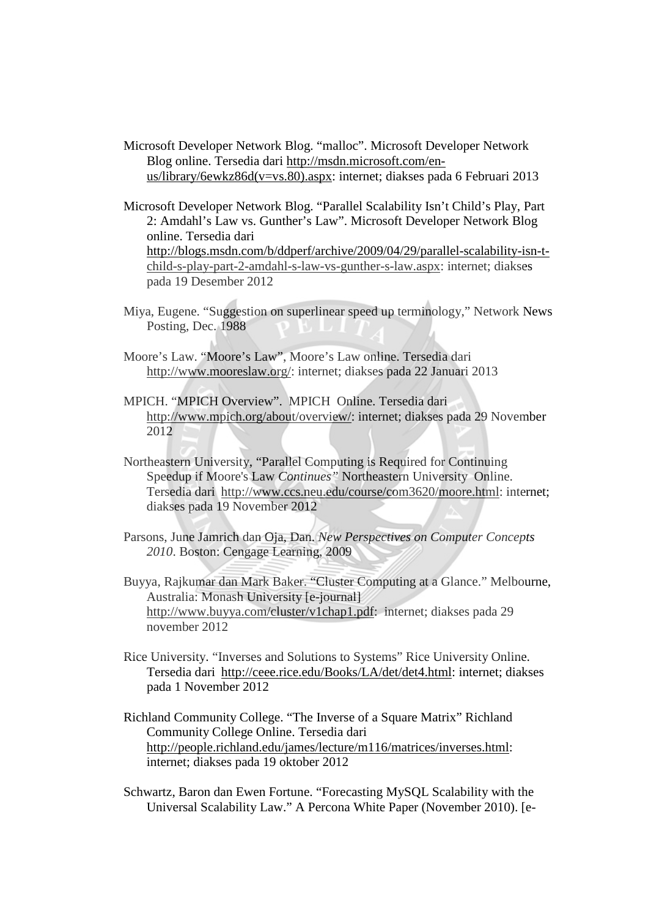Microsoft Developer Network Blog. “malloc”. Microsoft Developer Network Blog online. Tersedia dari http://msdn.microsoft.com/en-us/library/6ewkz86d(v=vs.80).aspx: internet; diakses pada 6 Februari 2013

Microsoft Developer Network Blog. “Parallel Scalability Isn’t Child’s Play, Part 2: Amdahl’s Law vs. Gunther’s Law”. Microsoft Developer Network Blog online. Tersedia dari http://blogs.msdn.com/b/ddperf/archive/2009/04/29/parallel-scalability-isn-t-child-s-play-part-2-amdahl-s-law-vs-gunther-s-law.aspx: internet; diakses pada 19 Desember 2012

Miya, Eugene. “Suggestion on superlinear speed up terminology,” Network News Posting, Dec. 1988

Moore’s Law. “Moore’s Law”, Moore’s Law online. Tersedia dari http://www.mooreslaw.org/: internet; diakses pada 22 Januari 2013

MPICH. “MPICH Overview”. MPICH Online. Tersedia dari http://www.mpich.org/about/overview/: internet; diakses pada 29 November 2012

Northeastern University, “Parallel Computing is Required for Continuing Speedup if Moore's Law *Continues”* Northeastern University Online. Tersedia dari http://www.ccs.neu.edu/course/com3620/moore.html: internet; diakses pada 19 November 2012

Parsons, June Jamrich dan Oja, Dan. *New Perspectives on Computer Concepts 2010*. Boston: Cengage Learning, 2009

Buyya, Rajkumar dan Mark Baker. “Cluster Computing at a Glance.” Melbourne, Australia: Monash University [e-journal] http://www.buyya.com/cluster/v1chap1.pdf: internet; diakses pada 29 november 2012

Rice University. “Inverses and Solutions to Systems” Rice University Online. Tersedia dari http://ceee.rice.edu/Books/LA/det/det4.html: internet; diakses pada 1 November 2012

Richland Community College. “The Inverse of a Square Matrix” Richland Community College Online. Tersedia dari http://people.richland.edu/james/lecture/m116/matrices/inverses.html: internet; diakses pada 19 oktober 2012

Schwartz, Baron dan Ewen Fortune. “Forecasting MySQL Scalability with the Universal Scalability Law.” A Percona White Paper (November 2010). [e-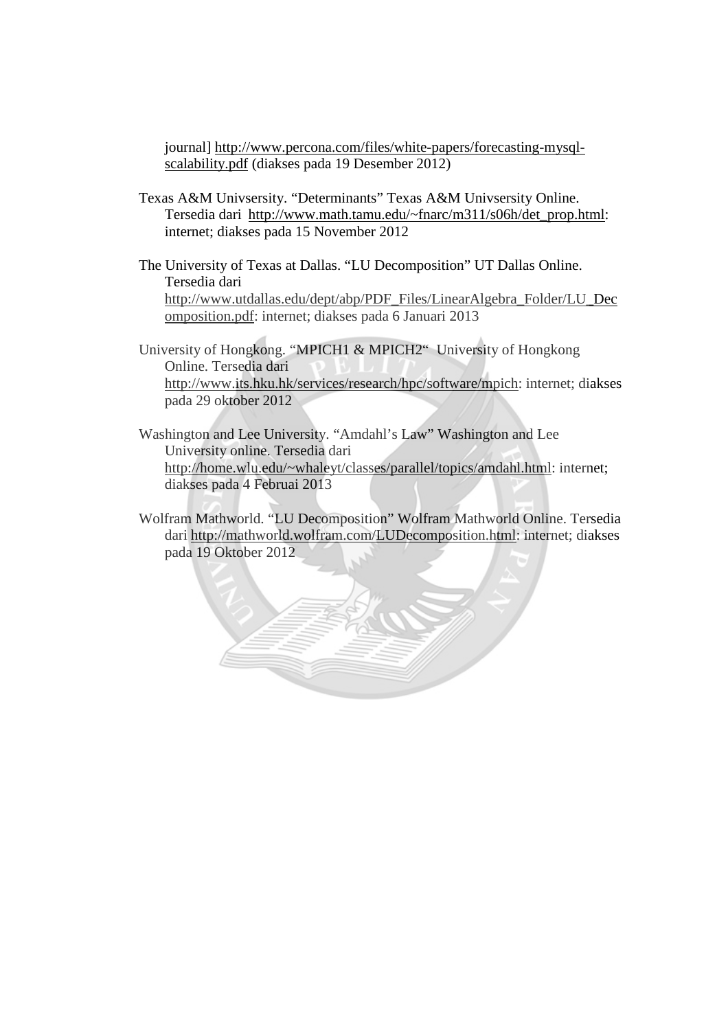journal] http://www.percona.com/files/white-papers/forecasting-mysql-scalability.pdf (diakses pada 19 Desember 2012)

Texas A&M Univsersity. "Determinants" Texas A&M Univsersity Online. Tersedia dari http://www.math.tamu.edu/~fnarc/m311/s06h/det_prop.html: internet; diakses pada 15 November 2012

The University of Texas at Dallas. "LU Decomposition" UT Dallas Online. Tersedia dari http://www.utdallas.edu/dept/abp/PDF_Files/LinearAlgebra_Folder/LU_Decomposition.pdf: internet; diakses pada 6 Januari 2013

University of Hongkong. "MPICH1 & MPICH2" University of Hongkong Online. Tersedia dari http://www.its.hku.hk/services/research/hpc/software/mpich: internet; diakses pada 29 oktober 2012

Washington and Lee University. "Amdahl's Law" Washington and Lee University online. Tersedia dari http://home.wlu.edu/~whaleyt/classes/parallel/topics/amdahl.html: internet; diakses pada 4 Februai 2013

Wolfram Mathworld. "LU Decomposition" Wolfram Mathworld Online. Tersedia dari http://mathworld.wolfram.com/LUDecomposition.html: internet; diakses pada 19 Oktober 2012